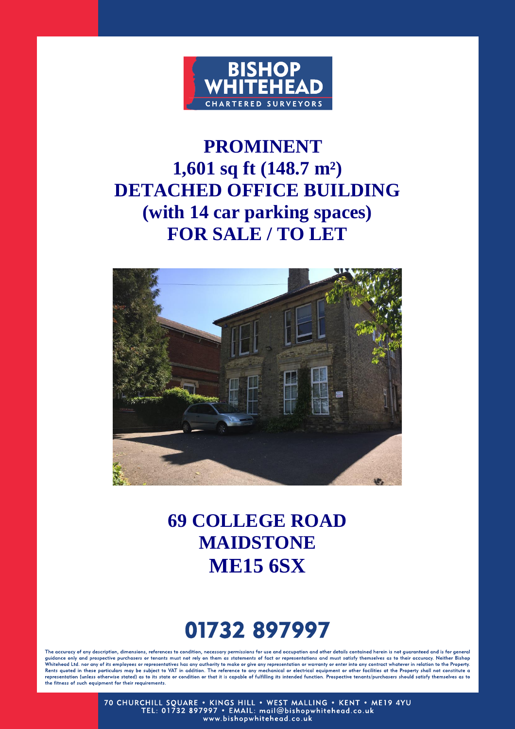BISHOP WHITEHEAD
CHARTERED SURVEYORS

# PROMINENT
# 1,601 sq ft (148.7 m²)
# DETACHED OFFICE BUILDING
# (with 14 car parking spaces)
# FOR SALE / TO LET

## 69 COLLEGE ROAD
## MAIDSTONE
## ME15 6SX

# 01732 897997

The accuracy of any description, dimensions, references to condition, necessary permissions for use and occupation and other details contained herein is not guaranteed and is for general guidance only and prospective purchasers or tenants must not rely on them as statements of fact or representations and must satisfy themselves as to their accuracy. Neither Bishop Whitehead Ltd. nor any of its employees or representatives has any authority to make or give any representation or warranty or enter into any contract whatever in relation to the Property. Rents quoted in these particulars may be subject to VAT in addition. The reference to any mechanical or electrical equipment or other facilities at the Property shall not constitute a representation (unless otherwise stated) as to its state or condition or that it is capable of fulfilling its intended function. Prospective tenants/purchasers should satisfy themselves as to the fitness of such equipment for their requirements.

70 CHURCHILL SQUARE • KINGS HILL • WEST MALLING • KENT • ME19 4YU
TEL: 01732 897997 • EMAIL: mail@bishopwhitehead.co.uk
www.bishopwhitehead.co.uk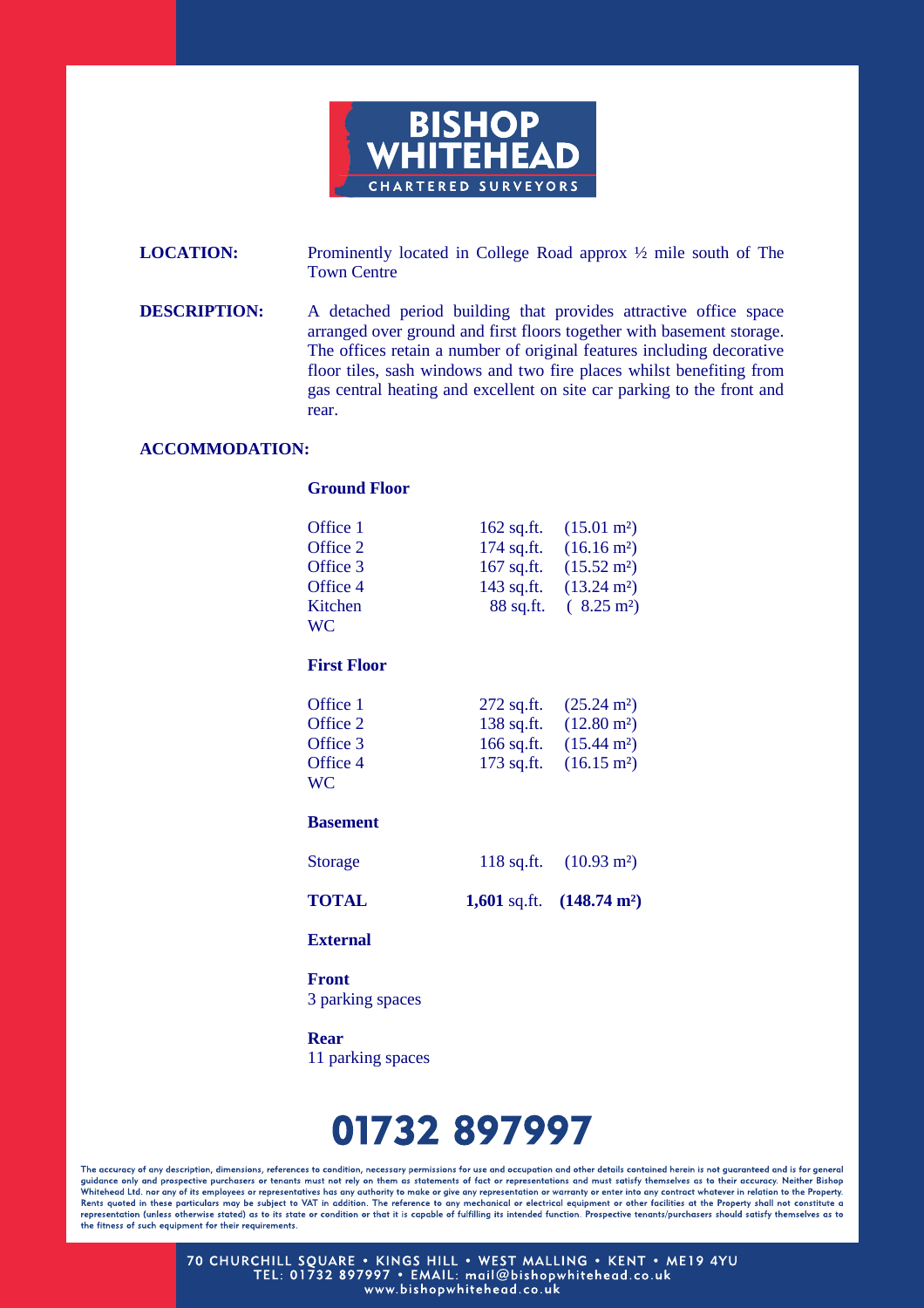**BISHOP WHITEHEAD**
CHARTERED SURVEYORS

**LOCATION:** Prominently located in College Road approx ½ mile south of The Town Centre

**DESCRIPTION:** A detached period building that provides attractive office space arranged over ground and first floors together with basement storage. The offices retain a number of original features including decorative floor tiles, sash windows and two fire places whilst benefiting from gas central heating and excellent on site car parking to the front and rear.

**ACCOMMODATION:**

**Ground Floor**

| | | |
|---|---|---|
| Office 1 | 162 sq.ft. | (15.01 m²) |
| Office 2 | 174 sq.ft. | (16.16 m²) |
| Office 3 | 167 sq.ft. | (15.52 m²) |
| Office 4 | 143 sq.ft. | (13.24 m²) |
| Kitchen | 88 sq.ft. | ( 8.25 m²) |
| WC | | |

**First Floor**

| | | |
|---|---|---|
| Office 1 | 272 sq.ft. | (25.24 m²) |
| Office 2 | 138 sq.ft. | (12.80 m²) |
| Office 3 | 166 sq.ft. | (15.44 m²) |
| Office 4 | 173 sq.ft. | (16.15 m²) |
| WC | | |

**Basement**

| | | |
|---|---|---|
| Storage | 118 sq.ft. | (10.93 m²) |
| **TOTAL** | **1,601** sq.ft. | **(148.74 m²)** |

**External**

**Front**
3 parking spaces

**Rear**
11 parking spaces

# 01732 897997

The accuracy of any description, dimensions, references to condition, necessary permissions for use and occupation and other details contained herein is not guaranteed and is for general guidance only and prospective purchasers or tenants must not rely on them as statements of fact or representations and must satisfy themselves as to their accuracy. Neither Bishop Whitehead Ltd. nor any of its employees or representatives has any authority to make or give any representation or warranty or enter into any contract whatever in relation to the Property. Rents quoted in these particulars may be subject to VAT in addition. The reference to any mechanical or electrical equipment or other facilities at the Property shall not constitute a representation (unless otherwise stated) as to its state or condition or that it is capable of fulfilling its intended function. Prospective tenants/purchasers should satisfy themselves as to the fitness of such equipment for their requirements.

70 CHURCHILL SQUARE • KINGS HILL • WEST MALLING • KENT • ME19 4YU
TEL: 01732 897997 • EMAIL: mail@bishopwhitehead.co.uk
www.bishopwhitehead.co.uk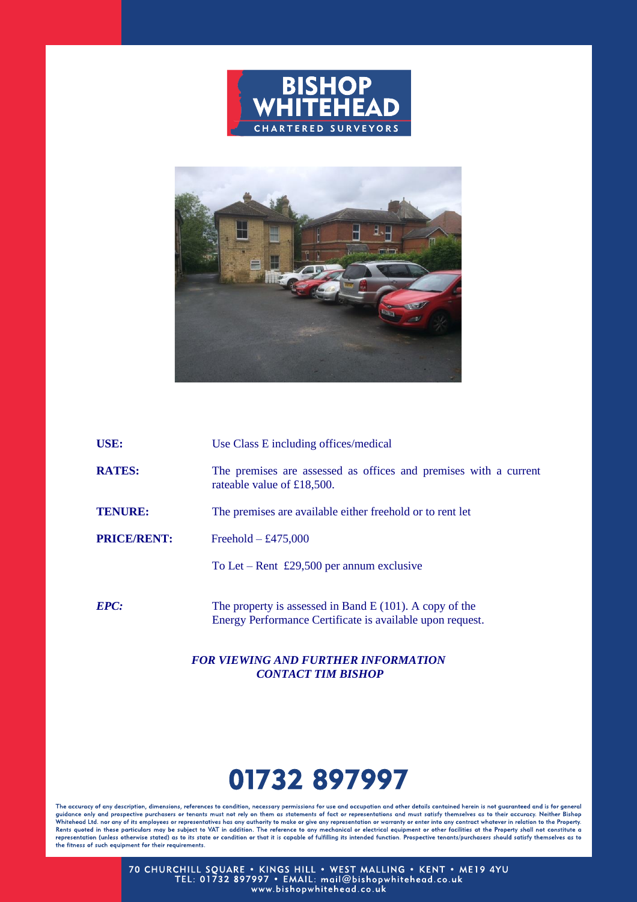BISHOP WHITEHEAD
CHARTERED SURVEYORS

| | |
|---|---|
| **USE:** | Use Class E including offices/medical |
| **RATES:** | The premises are assessed as offices and premises with a current rateable value of £18,500. |
| **TENURE:** | The premises are available either freehold or to rent let |
| **PRICE/RENT:** | Freehold – £475,000 |
| | To Let – Rent £29,500 per annum exclusive |
| ***EPC:*** | The property is assessed in Band E (101). A copy of the Energy Performance Certificate is available upon request. |

***FOR VIEWING AND FURTHER INFORMATION CONTACT TIM BISHOP***

# 01732 897997

The accuracy of any description, dimensions, references to condition, necessary permissions for use and occupation and other details contained herein is not guaranteed and is for general guidance only and prospective purchasers or tenants must not rely on them as statements of fact or representations and must satisfy themselves as to their accuracy. Neither Bishop Whitehead Ltd. nor any of its employees or representatives has any authority to make or give any representation or warranty or enter into any contract whatever in relation to the Property. Rents quoted in these particulars may be subject to VAT in addition. The reference to any mechanical or electrical equipment or other facilities at the Property shall not constitute a representation (unless otherwise stated) as to its state or condition or that it is capable of fulfilling its intended function. Prospective tenants/purchasers should satisfy themselves as to the fitness of such equipment for their requirements.

70 CHURCHILL SQUARE • KINGS HILL • WEST MALLING • KENT • ME19 4YU
TEL: 01732 897997 • EMAIL: mail@bishopwhitehead.co.uk
www.bishopwhitehead.co.uk